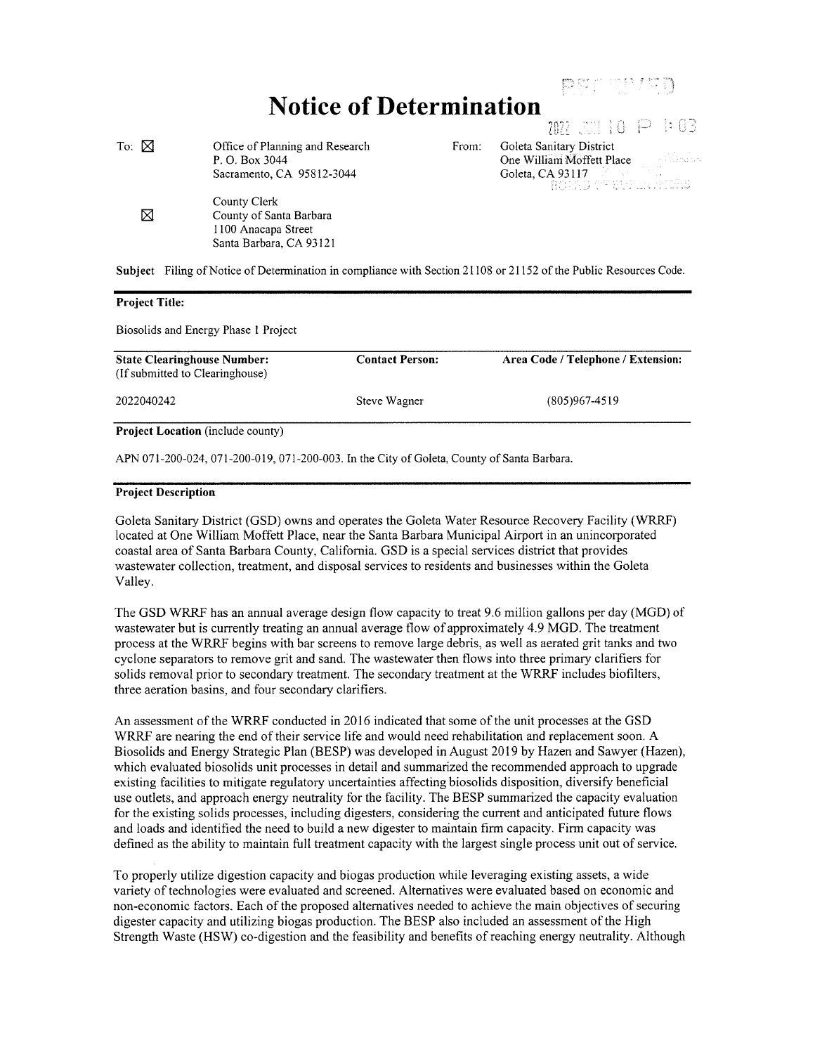# Notice of Determination

To: ☒ Office of Planning and Research
P. O. Box 3044
Sacramento, CA 95812-3044

☒ County Clerk
County of Santa Barbara
1100 Anacapa Street
Santa Barbara, CA 93121

From: Goleta Sanitary District
One William Moffett Place
Goleta, CA 93117

**Subject** Filing of Notice of Determination in compliance with Section 21108 or 21152 of the Public Resources Code.

**Project Title:**

Biosolids and Energy Phase 1 Project

| **State Clearinghouse Number:** (If submitted to Clearinghouse) | **Contact Person:** | **Area Code / Telephone / Extension:** |
|---|---|---|
| 2022040242 | Steve Wagner | (805)967-4519 |

**Project Location** (include county)

APN 071-200-024, 071-200-019, 071-200-003. In the City of Goleta, County of Santa Barbara.

**Project Description**

Goleta Sanitary District (GSD) owns and operates the Goleta Water Resource Recovery Facility (WRRF) located at One William Moffett Place, near the Santa Barbara Municipal Airport in an unincorporated coastal area of Santa Barbara County, California. GSD is a special services district that provides wastewater collection, treatment, and disposal services to residents and businesses within the Goleta Valley.

The GSD WRRF has an annual average design flow capacity to treat 9.6 million gallons per day (MGD) of wastewater but is currently treating an annual average flow of approximately 4.9 MGD. The treatment process at the WRRF begins with bar screens to remove large debris, as well as aerated grit tanks and two cyclone separators to remove grit and sand. The wastewater then flows into three primary clarifiers for solids removal prior to secondary treatment. The secondary treatment at the WRRF includes biofilters, three aeration basins, and four secondary clarifiers.

An assessment of the WRRF conducted in 2016 indicated that some of the unit processes at the GSD WRRF are nearing the end of their service life and would need rehabilitation and replacement soon. A Biosolids and Energy Strategic Plan (BESP) was developed in August 2019 by Hazen and Sawyer (Hazen), which evaluated biosolids unit processes in detail and summarized the recommended approach to upgrade existing facilities to mitigate regulatory uncertainties affecting biosolids disposition, diversify beneficial use outlets, and approach energy neutrality for the facility. The BESP summarized the capacity evaluation for the existing solids processes, including digesters, considering the current and anticipated future flows and loads and identified the need to build a new digester to maintain firm capacity. Firm capacity was defined as the ability to maintain full treatment capacity with the largest single process unit out of service.

To properly utilize digestion capacity and biogas production while leveraging existing assets, a wide variety of technologies were evaluated and screened. Alternatives were evaluated based on economic and non-economic factors. Each of the proposed alternatives needed to achieve the main objectives of securing digester capacity and utilizing biogas production. The BESP also included an assessment of the High Strength Waste (HSW) co-digestion and the feasibility and benefits of reaching energy neutrality. Although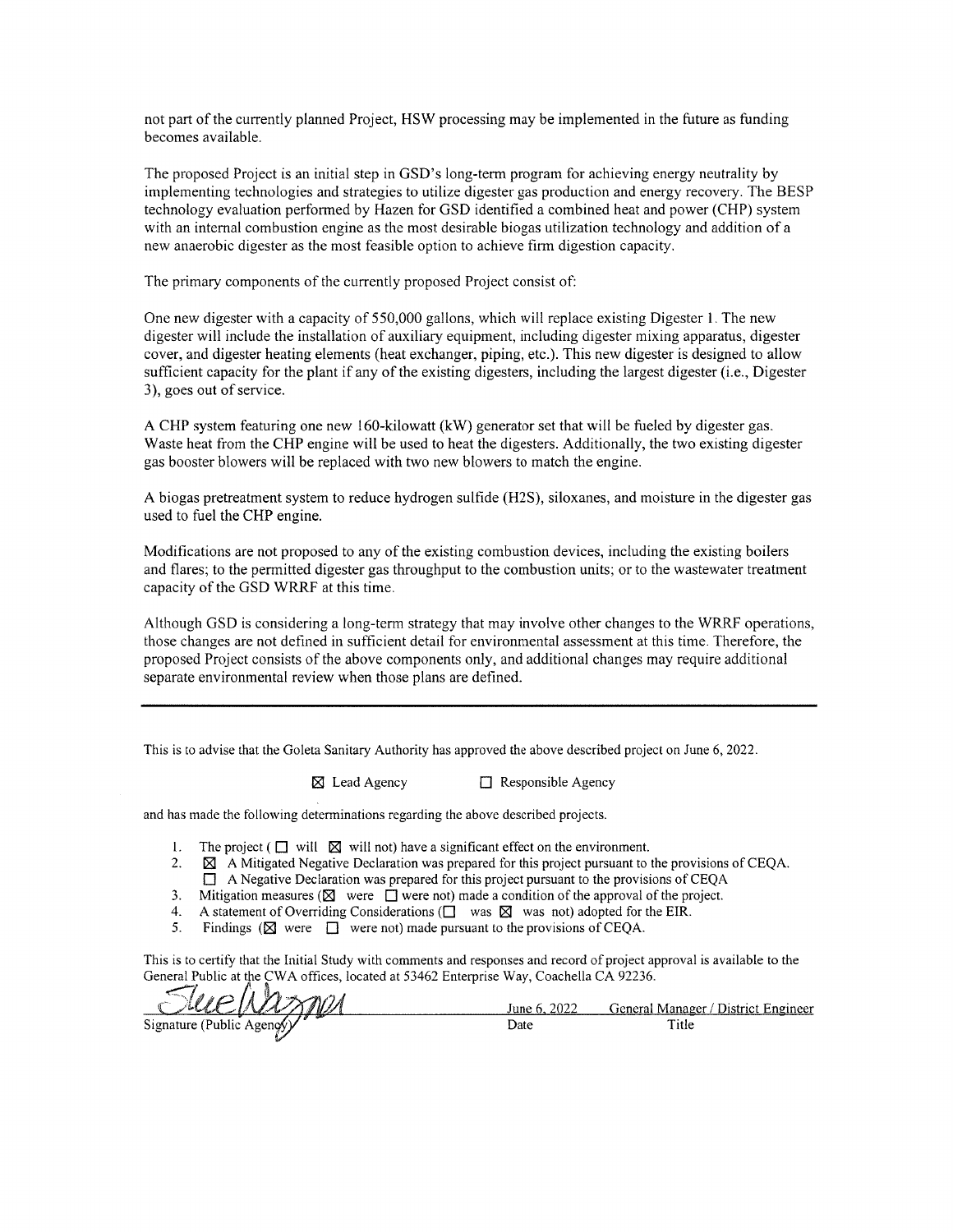not part of the currently planned Project, HSW processing may be implemented in the future as funding becomes available.

The proposed Project is an initial step in GSD's long-term program for achieving energy neutrality by implementing technologies and strategies to utilize digester gas production and energy recovery. The BESP technology evaluation performed by Hazen for GSD identified a combined heat and power (CHP) system with an internal combustion engine as the most desirable biogas utilization technology and addition of a new anaerobic digester as the most feasible option to achieve firm digestion capacity.

The primary components of the currently proposed Project consist of:

One new digester with a capacity of 550,000 gallons, which will replace existing Digester 1. The new digester will include the installation of auxiliary equipment, including digester mixing apparatus, digester cover, and digester heating elements (heat exchanger, piping, etc.). This new digester is designed to allow sufficient capacity for the plant if any of the existing digesters, including the largest digester (i.e., Digester 3), goes out of service.

A CHP system featuring one new 160-kilowatt (kW) generator set that will be fueled by digester gas. Waste heat from the CHP engine will be used to heat the digesters. Additionally, the two existing digester gas booster blowers will be replaced with two new blowers to match the engine.

A biogas pretreatment system to reduce hydrogen sulfide (H2S), siloxanes, and moisture in the digester gas used to fuel the CHP engine.

Modifications are not proposed to any of the existing combustion devices, including the existing boilers and flares; to the permitted digester gas throughput to the combustion units; or to the wastewater treatment capacity of the GSD WRRF at this time.

Although GSD is considering a long-term strategy that may involve other changes to the WRRF operations, those changes are not defined in sufficient detail for environmental assessment at this time. Therefore, the proposed Project consists of the above components only, and additional changes may require additional separate environmental review when those plans are defined.

---

This is to advise that the Goleta Sanitary Authority has approved the above described project on June 6, 2022.

☒ Lead Agency ☐ Responsible Agency

and has made the following determinations regarding the above described projects.

1. The project ( ☐ will ☒ will not) have a significant effect on the environment.
2. ☒ A Mitigated Negative Declaration was prepared for this project pursuant to the provisions of CEQA.
   ☐ A Negative Declaration was prepared for this project pursuant to the provisions of CEQA
3. Mitigation measures (☒ were ☐ were not) made a condition of the approval of the project.
4. A statement of Overriding Considerations (☐ was ☒ was not) adopted for the EIR.
5. Findings (☒ were ☐ were not) made pursuant to the provisions of CEQA.

This is to certify that the Initial Study with comments and responses and record of project approval is available to the General Public at the CWA offices, located at 53462 Enterprise Way, Coachella CA 92236.

| Signature (Public Agency) | June 6, 2022 | General Manager / District Engineer |
|---|---|---|
| | Date | Title |